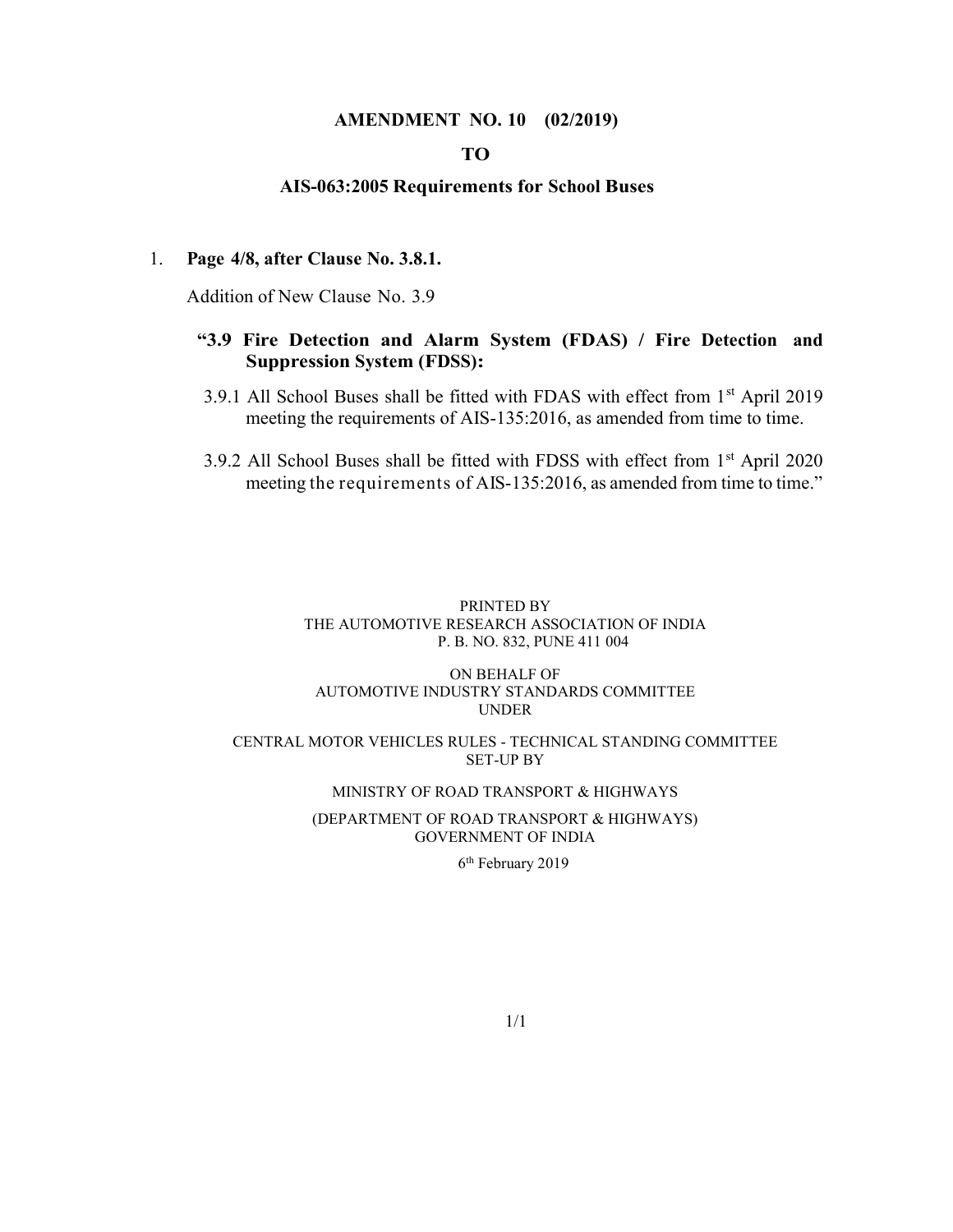**AMENDMENT NO. 10 (02/2019)**

**TO**

**AIS-063:2005 Requirements for School Buses**

1. **Page 4/8, after Clause No. 3.8.1.**

   Addition of New Clause No. 3.9

   **"3.9 Fire Detection and Alarm System (FDAS) / Fire Detection and Suppression System (FDSS):**

   3.9.1 All School Buses shall be fitted with FDAS with effect from 1st April 2019 meeting the requirements of AIS-135:2016, as amended from time to time.

   3.9.2 All School Buses shall be fitted with FDSS with effect from 1st April 2020 meeting the requirements of AIS-135:2016, as amended from time to time."

PRINTED BY
THE AUTOMOTIVE RESEARCH ASSOCIATION OF INDIA
P. B. NO. 832, PUNE 411 004

ON BEHALF OF
AUTOMOTIVE INDUSTRY STANDARDS COMMITTEE
UNDER

CENTRAL MOTOR VEHICLES RULES - TECHNICAL STANDING COMMITTEE
SET-UP BY

MINISTRY OF ROAD TRANSPORT & HIGHWAYS

(DEPARTMENT OF ROAD TRANSPORT & HIGHWAYS)
GOVERNMENT OF INDIA

6th February 2019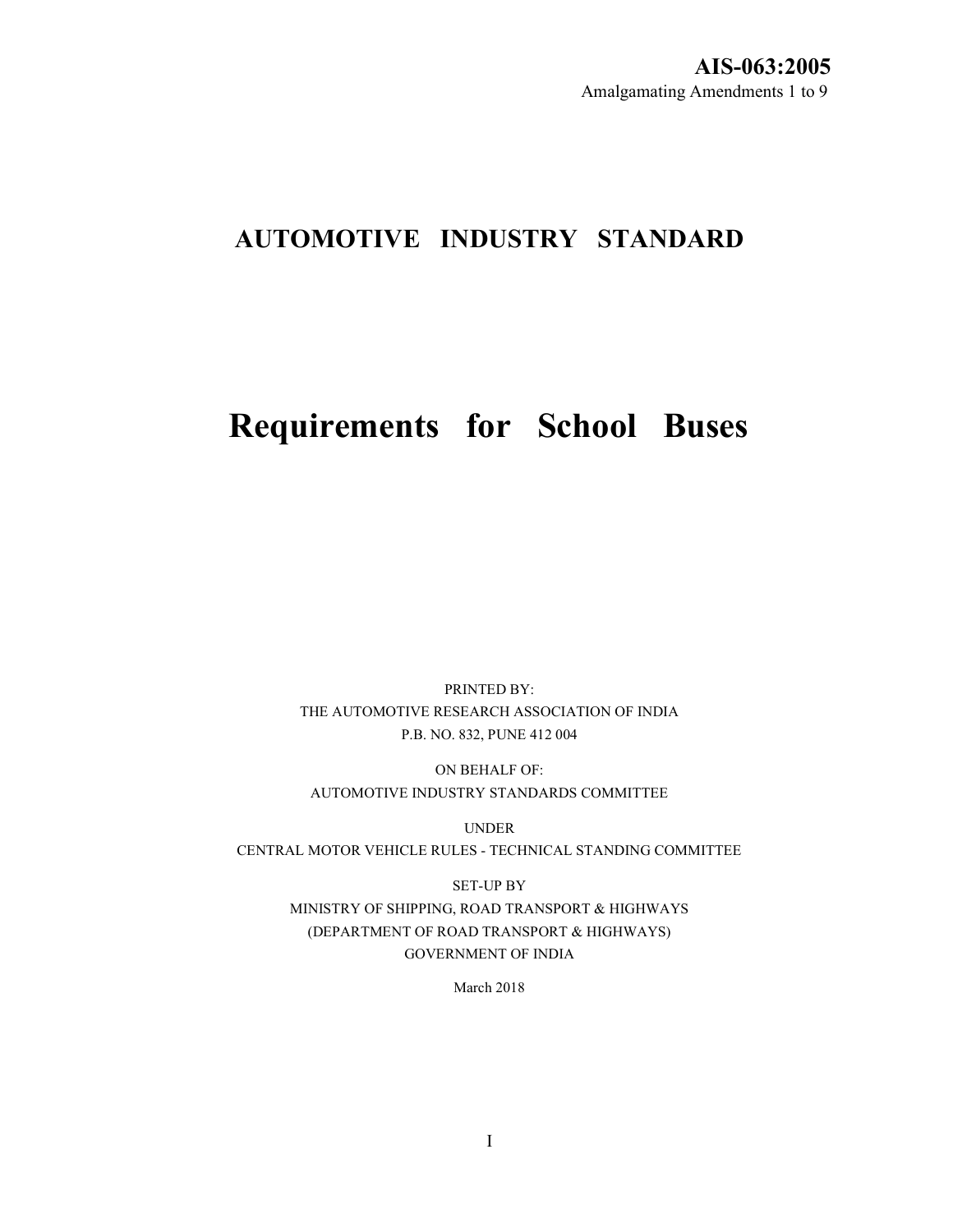**AIS-063:2005**

Amalgamating Amendments 1 to 9

# AUTOMOTIVE INDUSTRY STANDARD

# Requirements for School Buses

PRINTED BY:
THE AUTOMOTIVE RESEARCH ASSOCIATION OF INDIA
P.B. NO. 832, PUNE 412 004

ON BEHALF OF:
AUTOMOTIVE INDUSTRY STANDARDS COMMITTEE

UNDER
CENTRAL MOTOR VEHICLE RULES - TECHNICAL STANDING COMMITTEE

SET-UP BY
MINISTRY OF SHIPPING, ROAD TRANSPORT & HIGHWAYS
(DEPARTMENT OF ROAD TRANSPORT & HIGHWAYS)
GOVERNMENT OF INDIA

March 2018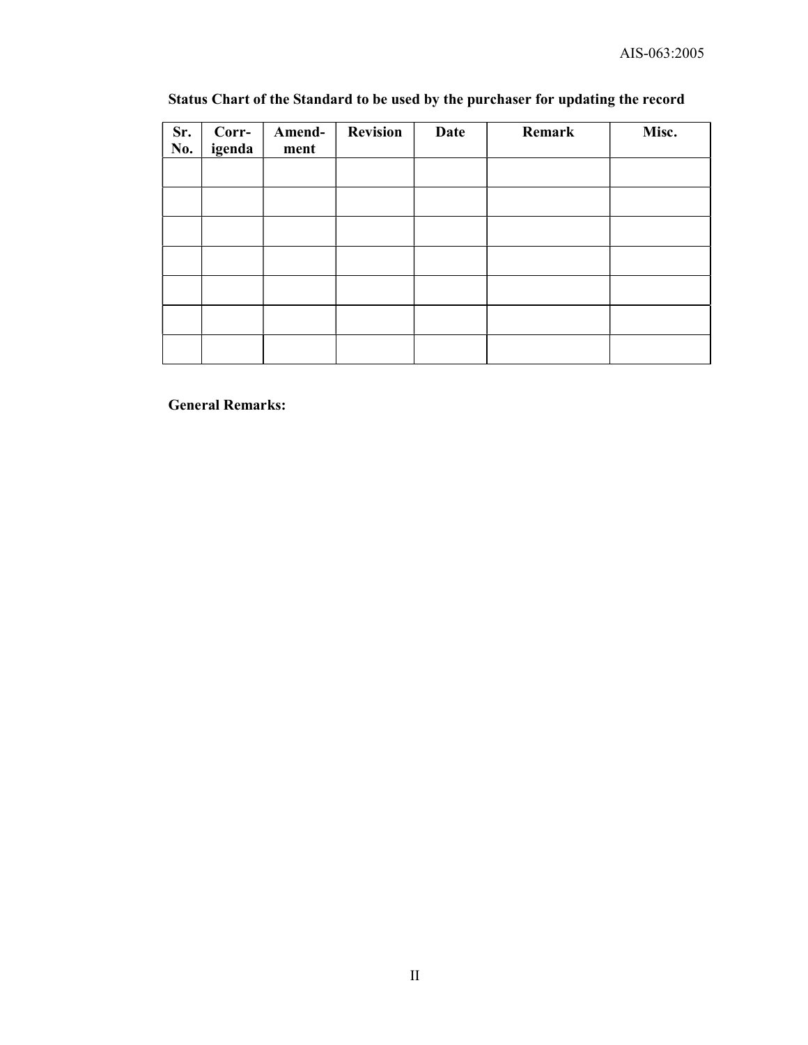**Status Chart of the Standard to be used by the purchaser for updating the record**

| Sr. No. | Corr-igenda | Amend-ment | Revision | Date | Remark | Misc. |
|---|---|---|---|---|---|---|
| | | | | | | |
| | | | | | | |
| | | | | | | |
| | | | | | | |
| | | | | | | |
| | | | | | | |
| | | | | | | |

**General Remarks:**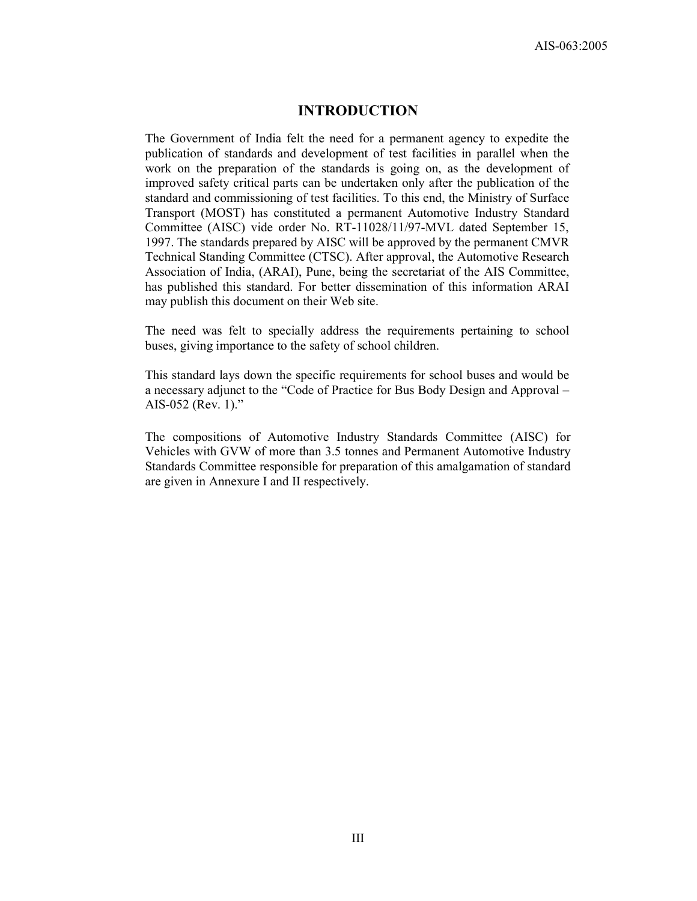# INTRODUCTION

The Government of India felt the need for a permanent agency to expedite the publication of standards and development of test facilities in parallel when the work on the preparation of the standards is going on, as the development of improved safety critical parts can be undertaken only after the publication of the standard and commissioning of test facilities. To this end, the Ministry of Surface Transport (MOST) has constituted a permanent Automotive Industry Standard Committee (AISC) vide order No. RT-11028/11/97-MVL dated September 15, 1997. The standards prepared by AISC will be approved by the permanent CMVR Technical Standing Committee (CTSC). After approval, the Automotive Research Association of India, (ARAI), Pune, being the secretariat of the AIS Committee, has published this standard. For better dissemination of this information ARAI may publish this document on their Web site.

The need was felt to specially address the requirements pertaining to school buses, giving importance to the safety of school children.

This standard lays down the specific requirements for school buses and would be a necessary adjunct to the "Code of Practice for Bus Body Design and Approval – AIS-052 (Rev. 1)."

The compositions of Automotive Industry Standards Committee (AISC) for Vehicles with GVW of more than 3.5 tonnes and Permanent Automotive Industry Standards Committee responsible for preparation of this amalgamation of standard are given in Annexure I and II respectively.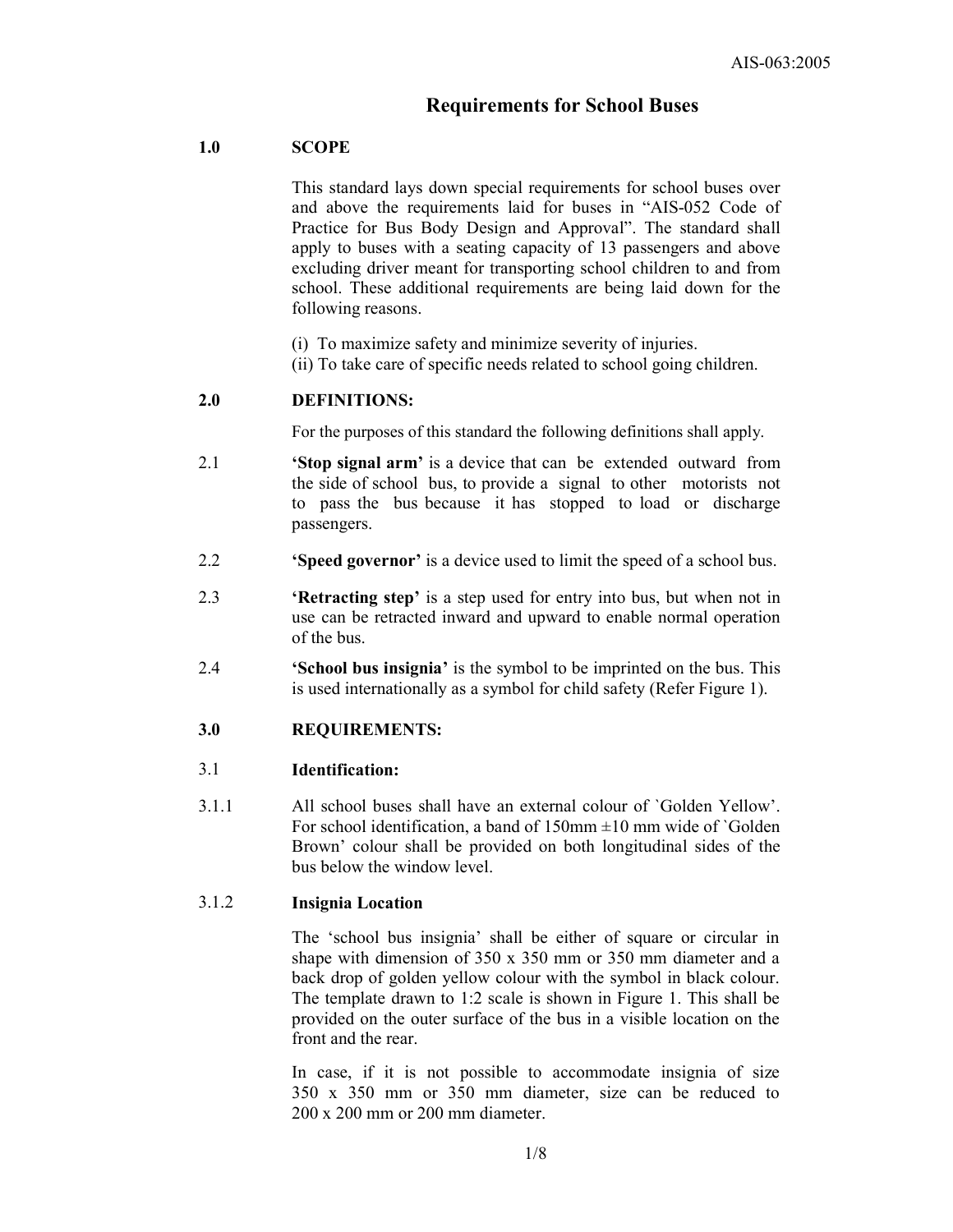# Requirements for School Buses

## 1.0 SCOPE

This standard lays down special requirements for school buses over and above the requirements laid for buses in "AIS-052 Code of Practice for Bus Body Design and Approval". The standard shall apply to buses with a seating capacity of 13 passengers and above excluding driver meant for transporting school children to and from school. These additional requirements are being laid down for the following reasons.

(i) To maximize safety and minimize severity of injuries.
(ii) To take care of specific needs related to school going children.

## 2.0 DEFINITIONS:

For the purposes of this standard the following definitions shall apply.

2.1 **'Stop signal arm'** is a device that can be extended outward from the side of school bus, to provide a signal to other motorists not to pass the bus because it has stopped to load or discharge passengers.

2.2 **'Speed governor'** is a device used to limit the speed of a school bus.

2.3 **'Retracting step'** is a step used for entry into bus, but when not in use can be retracted inward and upward to enable normal operation of the bus.

2.4 **'School bus insignia'** is the symbol to be imprinted on the bus. This is used internationally as a symbol for child safety (Refer Figure 1).

## 3.0 REQUIREMENTS:

### 3.1 Identification:

3.1.1 All school buses shall have an external colour of `Golden Yellow'. For school identification, a band of 150mm ±10 mm wide of `Golden Brown' colour shall be provided on both longitudinal sides of the bus below the window level.

### 3.1.2 Insignia Location

The 'school bus insignia' shall be either of square or circular in shape with dimension of 350 x 350 mm or 350 mm diameter and a back drop of golden yellow colour with the symbol in black colour. The template drawn to 1:2 scale is shown in Figure 1. This shall be provided on the outer surface of the bus in a visible location on the front and the rear.

In case, if it is not possible to accommodate insignia of size 350 x 350 mm or 350 mm diameter, size can be reduced to 200 x 200 mm or 200 mm diameter.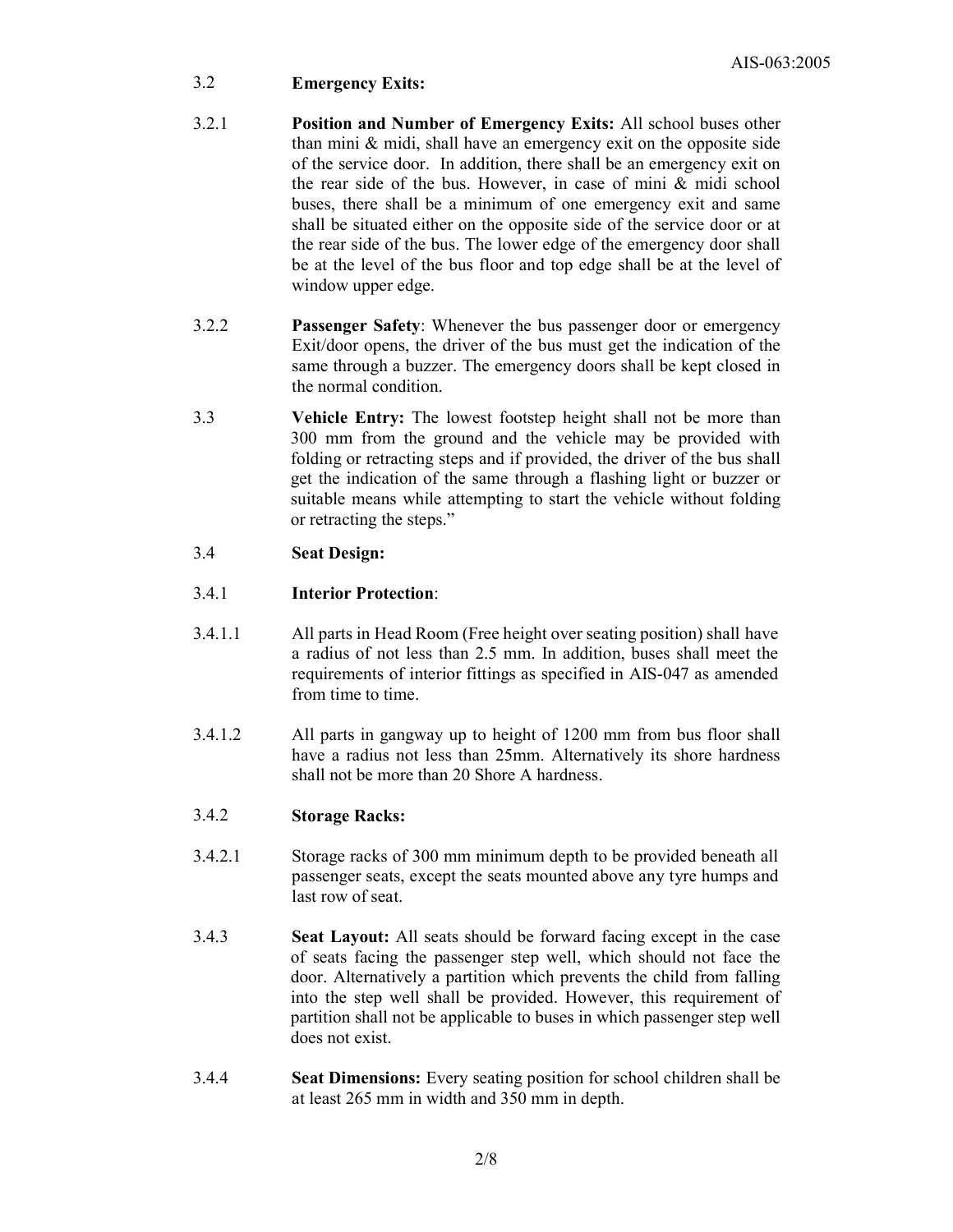### 3.2 Emergency Exits:

3.2.1 **Position and Number of Emergency Exits:** All school buses other than mini & midi, shall have an emergency exit on the opposite side of the service door. In addition, there shall be an emergency exit on the rear side of the bus. However, in case of mini & midi school buses, there shall be a minimum of one emergency exit and same shall be situated either on the opposite side of the service door or at the rear side of the bus. The lower edge of the emergency door shall be at the level of the bus floor and top edge shall be at the level of window upper edge.

3.2.2 **Passenger Safety**: Whenever the bus passenger door or emergency Exit/door opens, the driver of the bus must get the indication of the same through a buzzer. The emergency doors shall be kept closed in the normal condition.

3.3 **Vehicle Entry:** The lowest footstep height shall not be more than 300 mm from the ground and the vehicle may be provided with folding or retracting steps and if provided, the driver of the bus shall get the indication of the same through a flashing light or buzzer or suitable means while attempting to start the vehicle without folding or retracting the steps."

### 3.4 Seat Design:

3.4.1 **Interior Protection**:

3.4.1.1 All parts in Head Room (Free height over seating position) shall have a radius of not less than 2.5 mm. In addition, buses shall meet the requirements of interior fittings as specified in AIS-047 as amended from time to time.

3.4.1.2 All parts in gangway up to height of 1200 mm from bus floor shall have a radius not less than 25mm. Alternatively its shore hardness shall not be more than 20 Shore A hardness.

3.4.2 **Storage Racks:**

3.4.2.1 Storage racks of 300 mm minimum depth to be provided beneath all passenger seats, except the seats mounted above any tyre humps and last row of seat.

3.4.3 **Seat Layout:** All seats should be forward facing except in the case of seats facing the passenger step well, which should not face the door. Alternatively a partition which prevents the child from falling into the step well shall be provided. However, this requirement of partition shall not be applicable to buses in which passenger step well does not exist.

3.4.4 **Seat Dimensions:** Every seating position for school children shall be at least 265 mm in width and 350 mm in depth.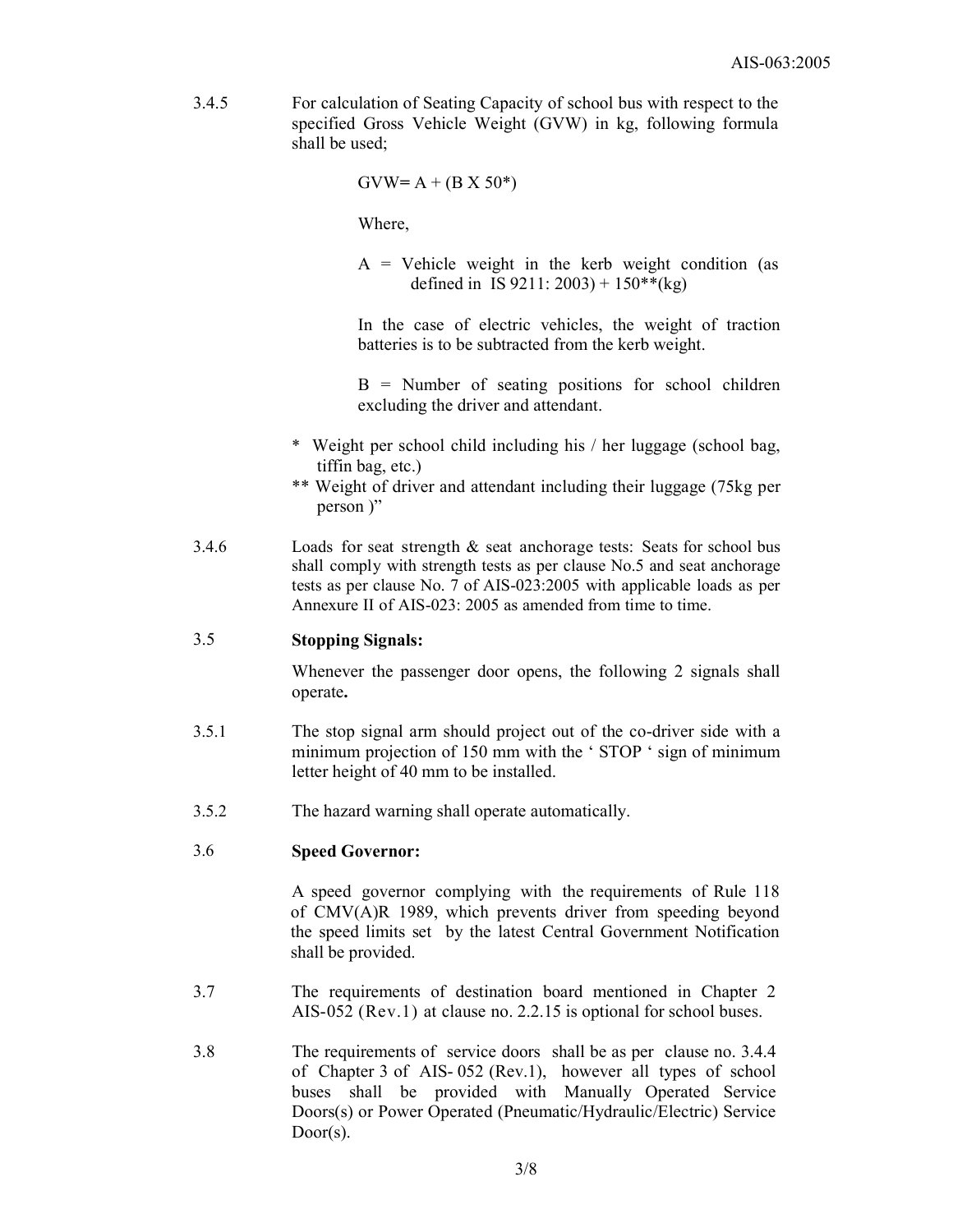3.4.5 For calculation of Seating Capacity of school bus with respect to the specified Gross Vehicle Weight (GVW) in kg, following formula shall be used;

$$GVW = A + (B \times 50^{*})$$

Where,

A = Vehicle weight in the kerb weight condition (as defined in IS 9211: 2003) + 150**(kg)

In the case of electric vehicles, the weight of traction batteries is to be subtracted from the kerb weight.

B = Number of seating positions for school children excluding the driver and attendant.

\* Weight per school child including his / her luggage (school bag, tiffin bag, etc.)

\*\* Weight of driver and attendant including their luggage (75kg per person )"

3.4.6 Loads for seat strength & seat anchorage tests: Seats for school bus shall comply with strength tests as per clause No.5 and seat anchorage tests as per clause No. 7 of AIS-023:2005 with applicable loads as per Annexure II of AIS-023: 2005 as amended from time to time.

### 3.5 Stopping Signals:

Whenever the passenger door opens, the following 2 signals shall operate**.**

3.5.1 The stop signal arm should project out of the co-driver side with a minimum projection of 150 mm with the ' STOP ' sign of minimum letter height of 40 mm to be installed.

3.5.2 The hazard warning shall operate automatically.

### 3.6 Speed Governor:

A speed governor complying with the requirements of Rule 118 of CMV(A)R 1989, which prevents driver from speeding beyond the speed limits set by the latest Central Government Notification shall be provided.

3.7 The requirements of destination board mentioned in Chapter 2 AIS-052 (Rev.1) at clause no. 2.2.15 is optional for school buses.

3.8 The requirements of service doors shall be as per clause no. 3.4.4 of Chapter 3 of AIS- 052 (Rev.1), however all types of school buses shall be provided with Manually Operated Service Doors(s) or Power Operated (Pneumatic/Hydraulic/Electric) Service Door(s).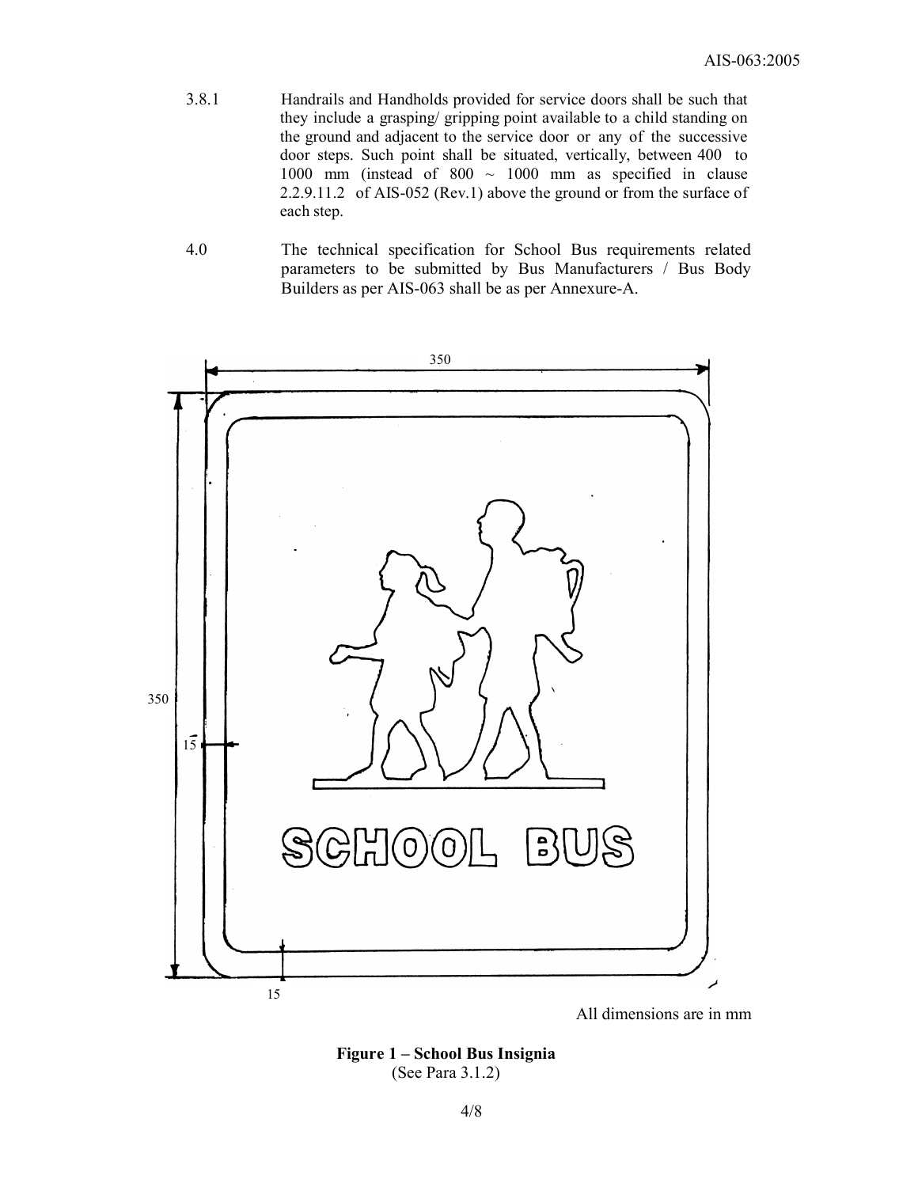3.8.1 Handrails and Handholds provided for service doors shall be such that they include a grasping/ gripping point available to a child standing on the ground and adjacent to the service door or any of the successive door steps. Such point shall be situated, vertically, between 400 to 1000 mm (instead of 800 ~ 1000 mm as specified in clause 2.2.9.11.2 of AIS-052 (Rev.1) above the ground or from the surface of each step.

4.0 The technical specification for School Bus requirements related parameters to be submitted by Bus Manufacturers / Bus Body Builders as per AIS-063 shall be as per Annexure-A.

350

350

15

SCHOOL BUS

15

All dimensions are in mm

**Figure 1 – School Bus Insignia**
(See Para 3.1.2)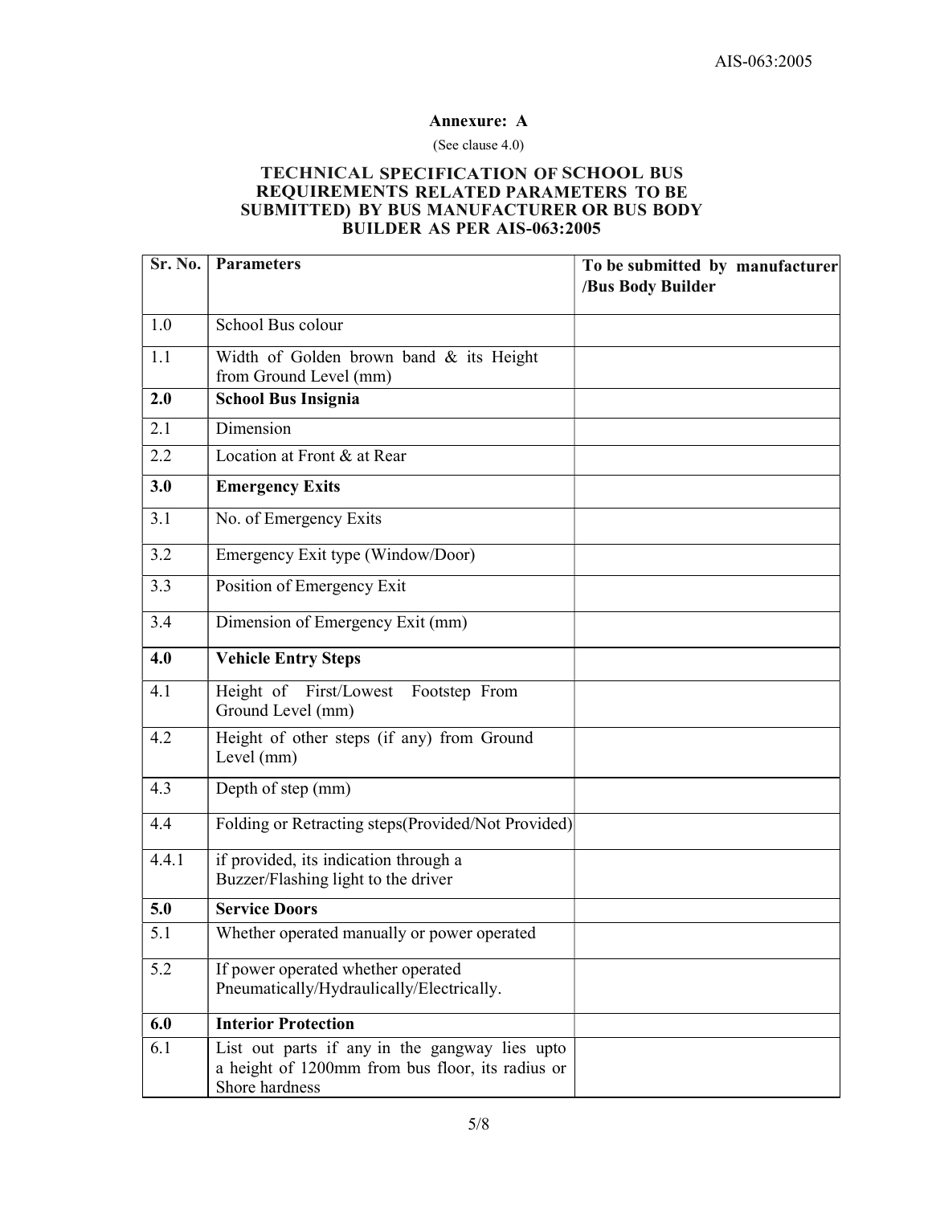**Annexure: A**

(See clause 4.0)

**TECHNICAL SPECIFICATION OF SCHOOL BUS REQUIREMENTS RELATED PARAMETERS TO BE SUBMITTED) BY BUS MANUFACTURER OR BUS BODY BUILDER AS PER AIS-063:2005**

| Sr. No. | Parameters | To be submitted by manufacturer /Bus Body Builder |
|---|---|---|
| 1.0 | School Bus colour | |
| 1.1 | Width of Golden brown band & its Height from Ground Level (mm) | |
| **2.0** | **School Bus Insignia** | |
| 2.1 | Dimension | |
| 2.2 | Location at Front & at Rear | |
| **3.0** | **Emergency Exits** | |
| 3.1 | No. of Emergency Exits | |
| 3.2 | Emergency Exit type (Window/Door) | |
| 3.3 | Position of Emergency Exit | |
| 3.4 | Dimension of Emergency Exit (mm) | |
| **4.0** | **Vehicle Entry Steps** | |
| 4.1 | Height of First/Lowest Footstep From Ground Level (mm) | |
| 4.2 | Height of other steps (if any) from Ground Level (mm) | |
| 4.3 | Depth of step (mm) | |
| 4.4 | Folding or Retracting steps(Provided/Not Provided) | |
| 4.4.1 | if provided, its indication through a Buzzer/Flashing light to the driver | |
| **5.0** | **Service Doors** | |
| 5.1 | Whether operated manually or power operated | |
| 5.2 | If power operated whether operated Pneumatically/Hydraulically/Electrically. | |
| **6.0** | **Interior Protection** | |
| 6.1 | List out parts if any in the gangway lies upto a height of 1200mm from bus floor, its radius or Shore hardness | |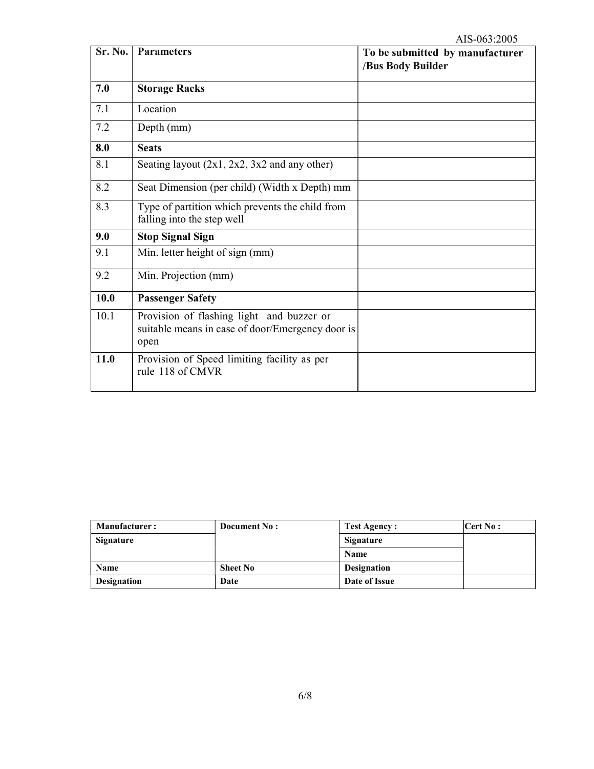| Sr. No. | Parameters | To be submitted by manufacturer /Bus Body Builder |
|---|---|---|
| **7.0** | **Storage Racks** | |
| 7.1 | Location | |
| 7.2 | Depth (mm) | |
| **8.0** | **Seats** | |
| 8.1 | Seating layout (2x1, 2x2, 3x2 and any other) | |
| 8.2 | Seat Dimension (per child) (Width x Depth) mm | |
| 8.3 | Type of partition which prevents the child from falling into the step well | |
| **9.0** | **Stop Signal Sign** | |
| 9.1 | Min. letter height of sign (mm) | |
| 9.2 | Min. Projection (mm) | |
| **10.0** | **Passenger Safety** | |
| 10.1 | Provision of flashing light and buzzer or suitable means in case of door/Emergency door is open | |
| **11.0** | Provision of Speed limiting facility as per rule 118 of CMVR | |

| **Manufacturer :** | **Document No :** | **Test Agency :** | **Cert No :** |
|---|---|---|---|
| **Signature** | | **Signature** | |
| | | **Name** | |
| **Name** | **Sheet No** | **Designation** | |
| **Designation** | **Date** | **Date of Issue** | |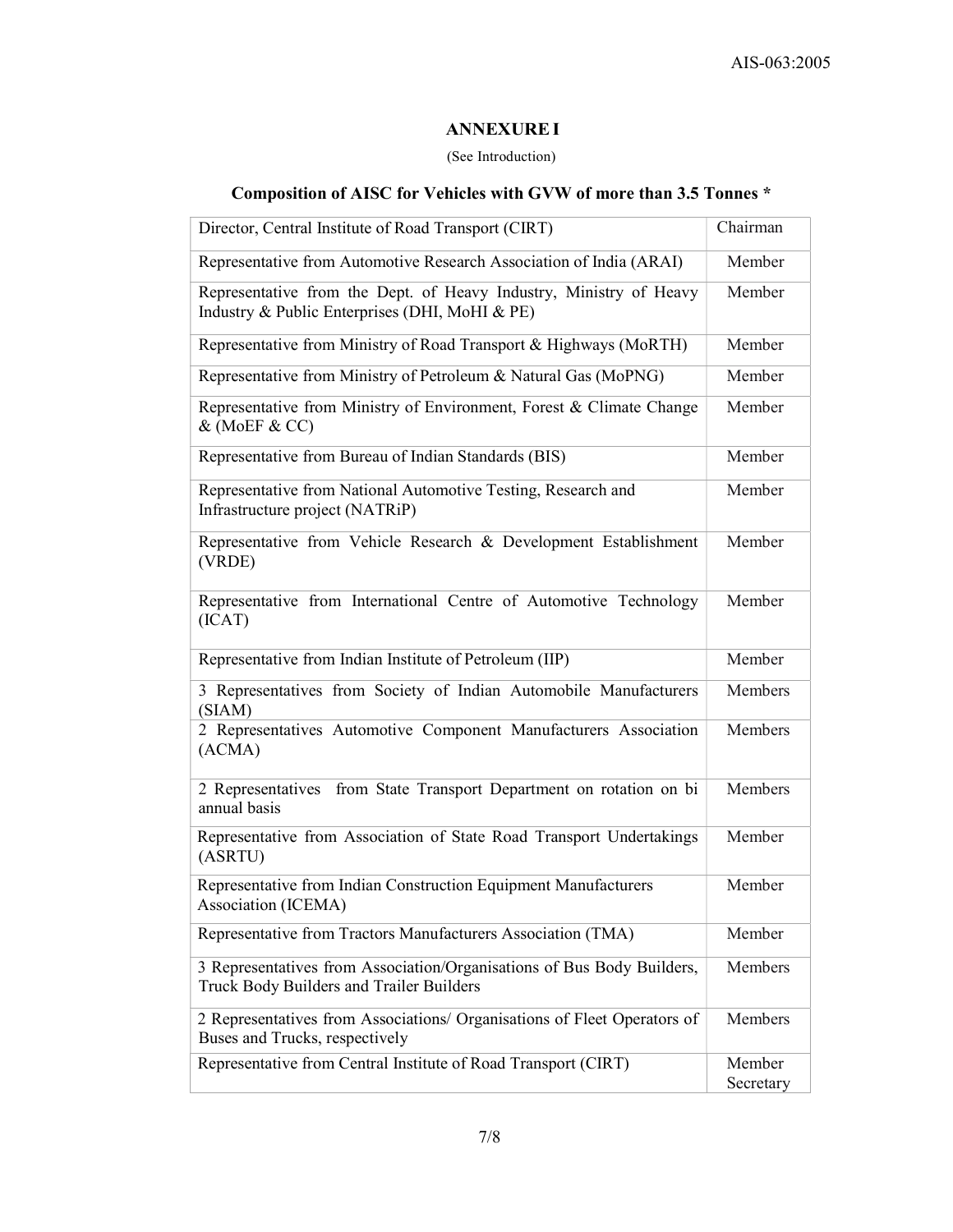## ANNEXURE I

(See Introduction)

### Composition of AISC for Vehicles with GVW of more than 3.5 Tonnes *

| Director, Central Institute of Road Transport (CIRT) | Chairman |
|---|---|
| Representative from Automotive Research Association of India (ARAI) | Member |
| Representative from the Dept. of Heavy Industry, Ministry of Heavy Industry & Public Enterprises (DHI, MoHI & PE) | Member |
| Representative from Ministry of Road Transport & Highways (MoRTH) | Member |
| Representative from Ministry of Petroleum & Natural Gas (MoPNG) | Member |
| Representative from Ministry of Environment, Forest & Climate Change & (MoEF & CC) | Member |
| Representative from Bureau of Indian Standards (BIS) | Member |
| Representative from National Automotive Testing, Research and Infrastructure project (NATRiP) | Member |
| Representative from Vehicle Research & Development Establishment (VRDE) | Member |
| Representative from International Centre of Automotive Technology (ICAT) | Member |
| Representative from Indian Institute of Petroleum (IIP) | Member |
| 3 Representatives from Society of Indian Automobile Manufacturers (SIAM) | Members |
| 2 Representatives Automotive Component Manufacturers Association (ACMA) | Members |
| 2 Representatives from State Transport Department on rotation on bi annual basis | Members |
| Representative from Association of State Road Transport Undertakings (ASRTU) | Member |
| Representative from Indian Construction Equipment Manufacturers Association (ICEMA) | Member |
| Representative from Tractors Manufacturers Association (TMA) | Member |
| 3 Representatives from Association/Organisations of Bus Body Builders, Truck Body Builders and Trailer Builders | Members |
| 2 Representatives from Associations/ Organisations of Fleet Operators of Buses and Trucks, respectively | Members |
| Representative from Central Institute of Road Transport (CIRT) | Member Secretary |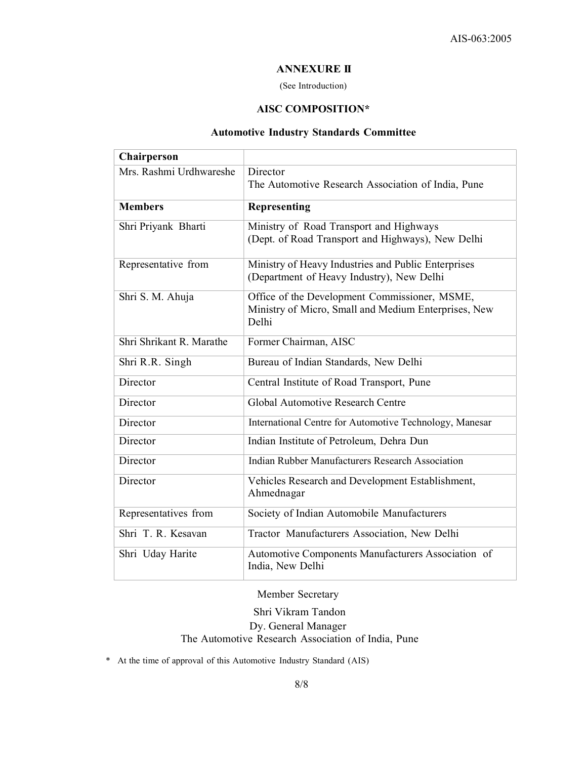## ANNEXURE II

(See Introduction)

### AISC COMPOSITION*

### Automotive Industry Standards Committee

| **Chairperson** | |
|---|---|
| Mrs. Rashmi Urdhwareshe | Director<br>The Automotive Research Association of India, Pune |
| **Members** | **Representing** |
| Shri Priyank Bharti | Ministry of Road Transport and Highways<br>(Dept. of Road Transport and Highways), New Delhi |
| Representative from | Ministry of Heavy Industries and Public Enterprises<br>(Department of Heavy Industry), New Delhi |
| Shri S. M. Ahuja | Office of the Development Commissioner, MSME,<br>Ministry of Micro, Small and Medium Enterprises, New Delhi |
| Shri Shrikant R. Marathe | Former Chairman, AISC |
| Shri R.R. Singh | Bureau of Indian Standards, New Delhi |
| Director | Central Institute of Road Transport, Pune |
| Director | Global Automotive Research Centre |
| Director | International Centre for Automotive Technology, Manesar |
| Director | Indian Institute of Petroleum, Dehra Dun |
| Director | Indian Rubber Manufacturers Research Association |
| Director | Vehicles Research and Development Establishment, Ahmednagar |
| Representatives from | Society of Indian Automobile Manufacturers |
| Shri T. R. Kesavan | Tractor Manufacturers Association, New Delhi |
| Shri Uday Harite | Automotive Components Manufacturers Association of India, New Delhi |

Member Secretary

Shri Vikram Tandon

Dy. General Manager

The Automotive Research Association of India, Pune

\* At the time of approval of this Automotive Industry Standard (AIS)